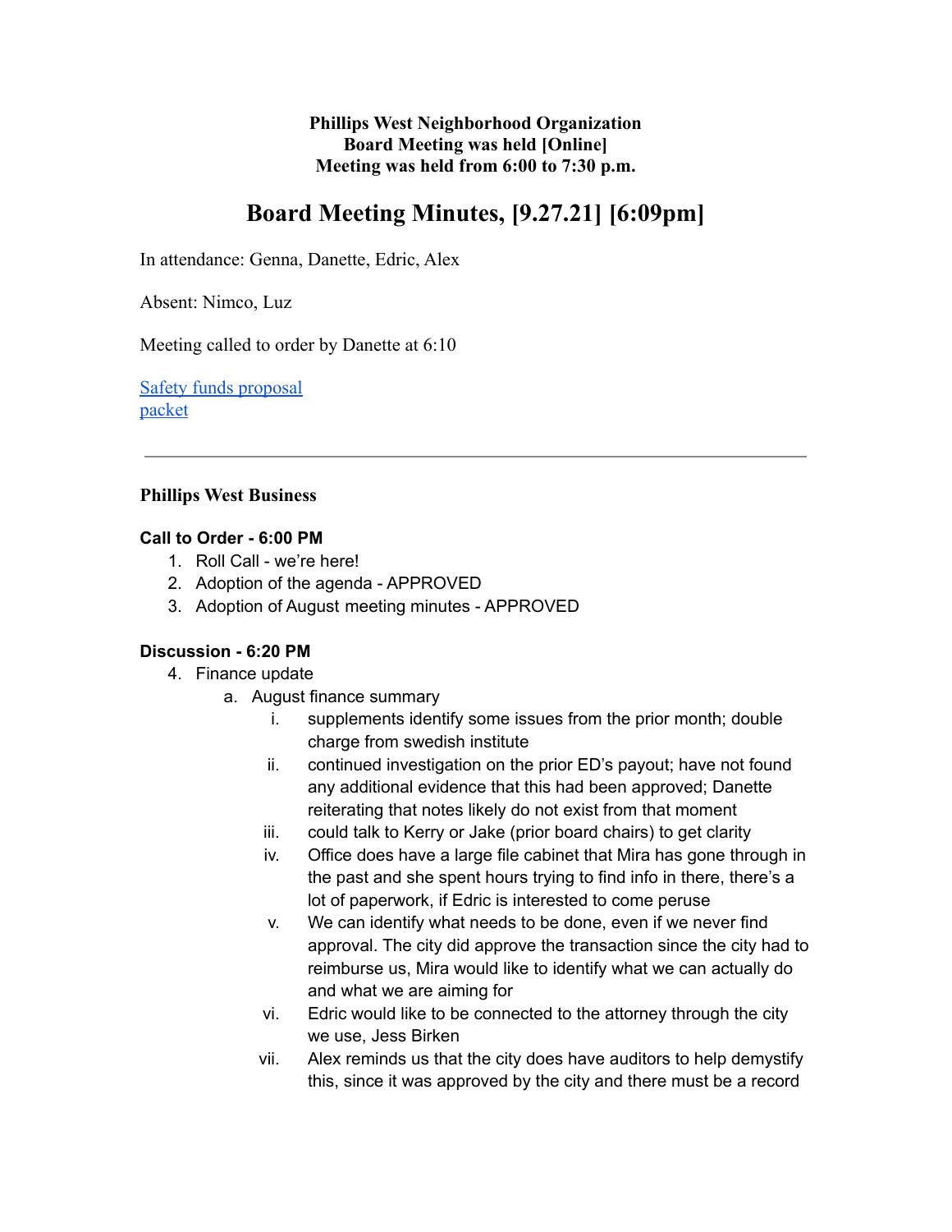**Phillips West Neighborhood Organization**
**Board Meeting was held [Online]**
**Meeting was held from 6:00 to 7:30 p.m.**

# Board Meeting Minutes, [9.27.21] [6:09pm]

In attendance: Genna, Danette, Edric, Alex

Absent: Nimco, Luz

Meeting called to order by Danette at 6:10

[Safety funds proposal](#)
[packet](#)

---

### Phillips West Business

**Call to Order - 6:00 PM**

1. Roll Call - we're here!
2. Adoption of the agenda - APPROVED
3. Adoption of August meeting minutes - APPROVED

**Discussion - 6:20 PM**

4. Finance update
   a. August finance summary
      i. supplements identify some issues from the prior month; double charge from swedish institute
      ii. continued investigation on the prior ED's payout; have not found any additional evidence that this had been approved; Danette reiterating that notes likely do not exist from that moment
      iii. could talk to Kerry or Jake (prior board chairs) to get clarity
      iv. Office does have a large file cabinet that Mira has gone through in the past and she spent hours trying to find info in there, there's a lot of paperwork, if Edric is interested to come peruse
      v. We can identify what needs to be done, even if we never find approval. The city did approve the transaction since the city had to reimburse us, Mira would like to identify what we can actually do and what we are aiming for
      vi. Edric would like to be connected to the attorney through the city we use, Jess Birken
      vii. Alex reminds us that the city does have auditors to help demystify this, since it was approved by the city and there must be a record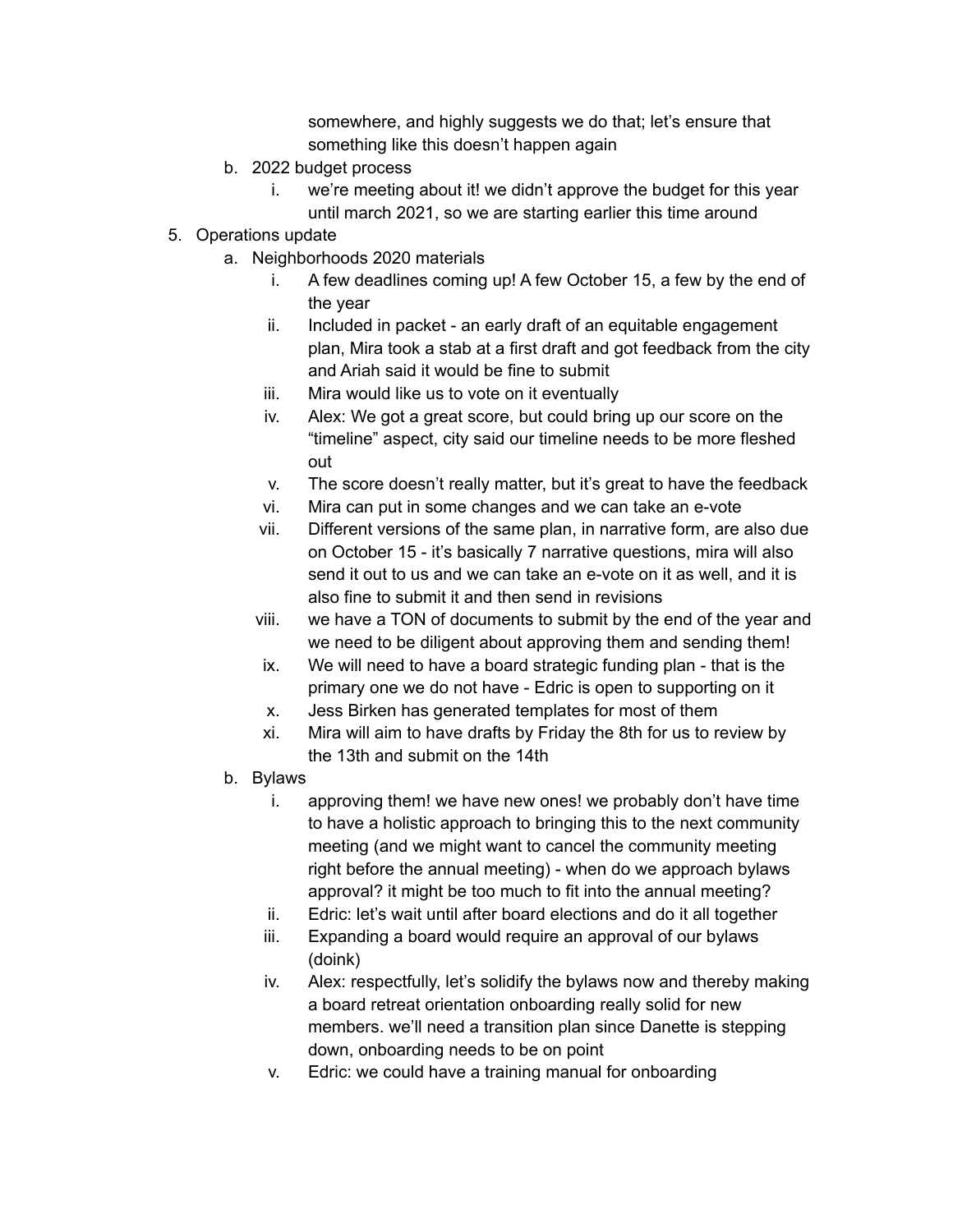somewhere, and highly suggests we do that; let's ensure that something like this doesn't happen again

b. 2022 budget process
    i. we're meeting about it! we didn't approve the budget for this year until march 2021, so we are starting earlier this time around

5. Operations update
    a. Neighborhoods 2020 materials
        i. A few deadlines coming up! A few October 15, a few by the end of the year
        ii. Included in packet - an early draft of an equitable engagement plan, Mira took a stab at a first draft and got feedback from the city and Ariah said it would be fine to submit
        iii. Mira would like us to vote on it eventually
        iv. Alex: We got a great score, but could bring up our score on the "timeline" aspect, city said our timeline needs to be more fleshed out
        v. The score doesn't really matter, but it's great to have the feedback
        vi. Mira can put in some changes and we can take an e-vote
        vii. Different versions of the same plan, in narrative form, are also due on October 15 - it's basically 7 narrative questions, mira will also send it out to us and we can take an e-vote on it as well, and it is also fine to submit it and then send in revisions
        viii. we have a TON of documents to submit by the end of the year and we need to be diligent about approving them and sending them!
        ix. We will need to have a board strategic funding plan - that is the primary one we do not have - Edric is open to supporting on it
        x. Jess Birken has generated templates for most of them
        xi. Mira will aim to have drafts by Friday the 8th for us to review by the 13th and submit on the 14th
    b. Bylaws
        i. approving them! we have new ones! we probably don't have time to have a holistic approach to bringing this to the next community meeting (and we might want to cancel the community meeting right before the annual meeting) - when do we approach bylaws approval? it might be too much to fit into the annual meeting?
        ii. Edric: let's wait until after board elections and do it all together
        iii. Expanding a board would require an approval of our bylaws (doink)
        iv. Alex: respectfully, let's solidify the bylaws now and thereby making a board retreat orientation onboarding really solid for new members. we'll need a transition plan since Danette is stepping down, onboarding needs to be on point
        v. Edric: we could have a training manual for onboarding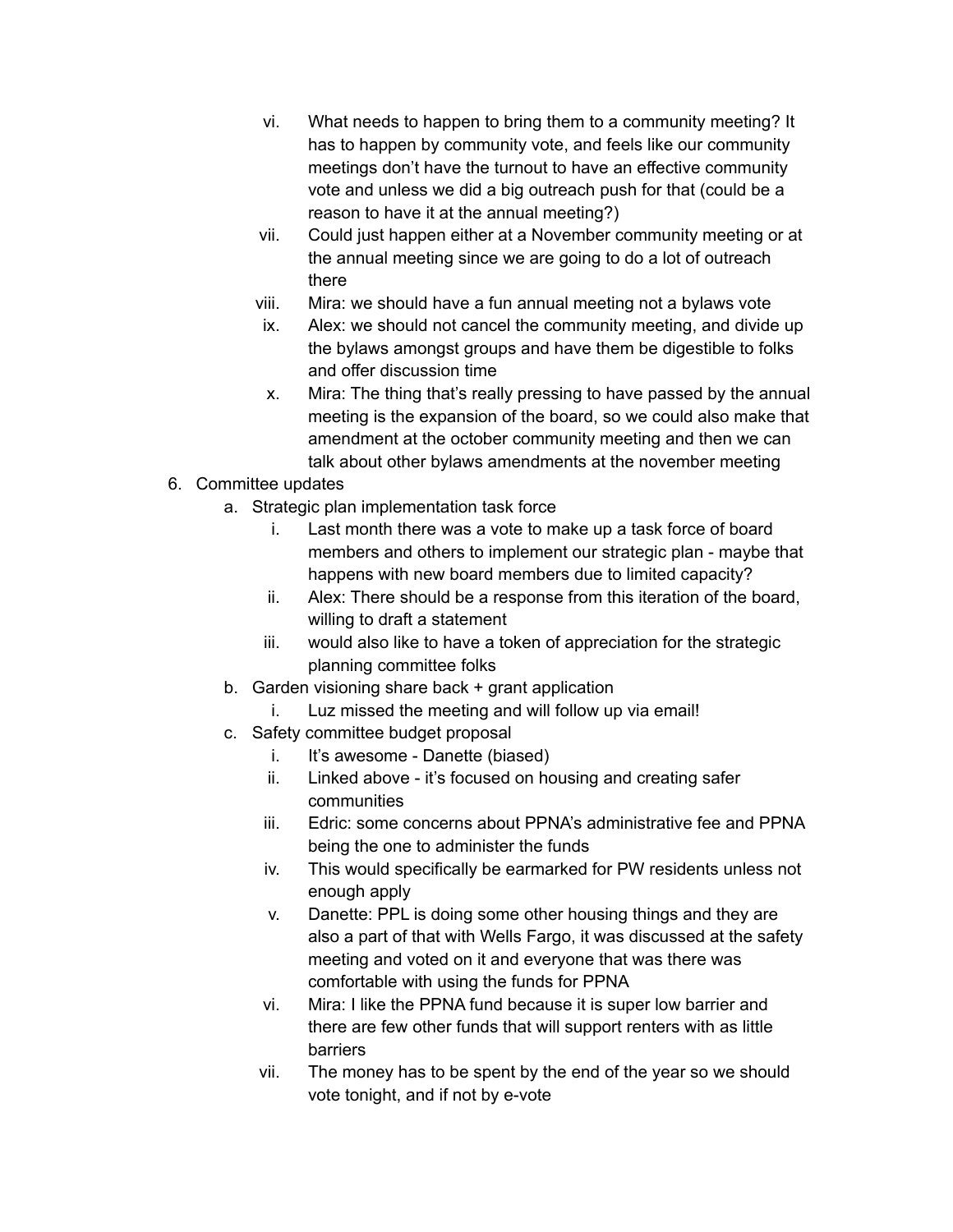vi. What needs to happen to bring them to a community meeting? It has to happen by community vote, and feels like our community meetings don't have the turnout to have an effective community vote and unless we did a big outreach push for that (could be a reason to have it at the annual meeting?)
   vii. Could just happen either at a November community meeting or at the annual meeting since we are going to do a lot of outreach there
   viii. Mira: we should have a fun annual meeting not a bylaws vote
   ix. Alex: we should not cancel the community meeting, and divide up the bylaws amongst groups and have them be digestible to folks and offer discussion time
   x. Mira: The thing that's really pressing to have passed by the annual meeting is the expansion of the board, so we could also make that amendment at the october community meeting and then we can talk about other bylaws amendments at the november meeting

6. Committee updates
   a. Strategic plan implementation task force
      i. Last month there was a vote to make up a task force of board members and others to implement our strategic plan - maybe that happens with new board members due to limited capacity?
      ii. Alex: There should be a response from this iteration of the board, willing to draft a statement
      iii. would also like to have a token of appreciation for the strategic planning committee folks
   b. Garden visioning share back + grant application
      i. Luz missed the meeting and will follow up via email!
   c. Safety committee budget proposal
      i. It's awesome - Danette (biased)
      ii. Linked above - it's focused on housing and creating safer communities
      iii. Edric: some concerns about PPNA's administrative fee and PPNA being the one to administer the funds
      iv. This would specifically be earmarked for PW residents unless not enough apply
      v. Danette: PPL is doing some other housing things and they are also a part of that with Wells Fargo, it was discussed at the safety meeting and voted on it and everyone that was there was comfortable with using the funds for PPNA
      vi. Mira: I like the PPNA fund because it is super low barrier and there are few other funds that will support renters with as little barriers
      vii. The money has to be spent by the end of the year so we should vote tonight, and if not by e-vote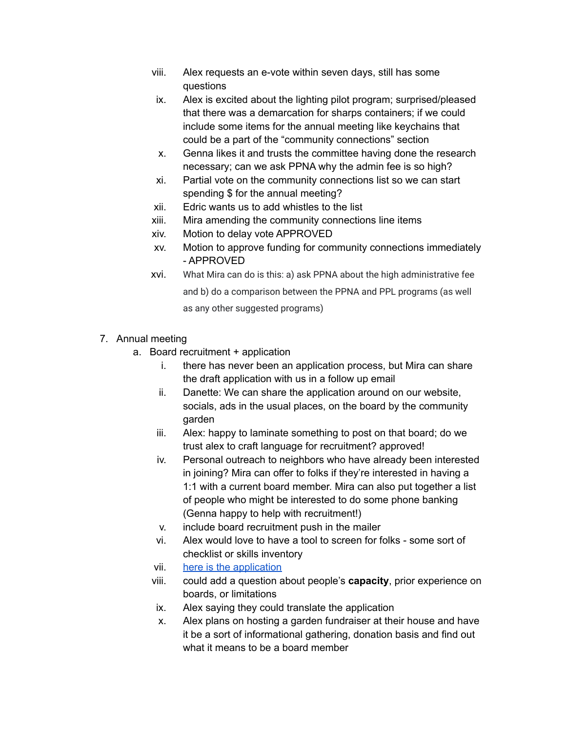viii. Alex requests an e-vote within seven days, still has some questions
ix. Alex is excited about the lighting pilot program; surprised/pleased that there was a demarcation for sharps containers; if we could include some items for the annual meeting like keychains that could be a part of the "community connections" section
x. Genna likes it and trusts the committee having done the research necessary; can we ask PPNA why the admin fee is so high?
xi. Partial vote on the community connections list so we can start spending $ for the annual meeting?
xii. Edric wants us to add whistles to the list
xiii. Mira amending the community connections line items
xiv. Motion to delay vote APPROVED
xv. Motion to approve funding for community connections immediately - APPROVED
xvi. What Mira can do is this: a) ask PPNA about the high administrative fee and b) do a comparison between the PPNA and PPL programs (as well as any other suggested programs)

7. Annual meeting
   a. Board recruitment + application
      i. there has never been an application process, but Mira can share the draft application with us in a follow up email
      ii. Danette: We can share the application around on our website, socials, ads in the usual places, on the board by the community garden
      iii. Alex: happy to laminate something to post on that board; do we trust alex to craft language for recruitment? approved!
      iv. Personal outreach to neighbors who have already been interested in joining? Mira can offer to folks if they're interested in having a 1:1 with a current board member. Mira can also put together a list of people who might be interested to do some phone banking (Genna happy to help with recruitment!)
      v. include board recruitment push in the mailer
      vi. Alex would love to have a tool to screen for folks - some sort of checklist or skills inventory
      vii. here is the application
      viii. could add a question about people's **capacity**, prior experience on boards, or limitations
      ix. Alex saying they could translate the application
      x. Alex plans on hosting a garden fundraiser at their house and have it be a sort of informational gathering, donation basis and find out what it means to be a board member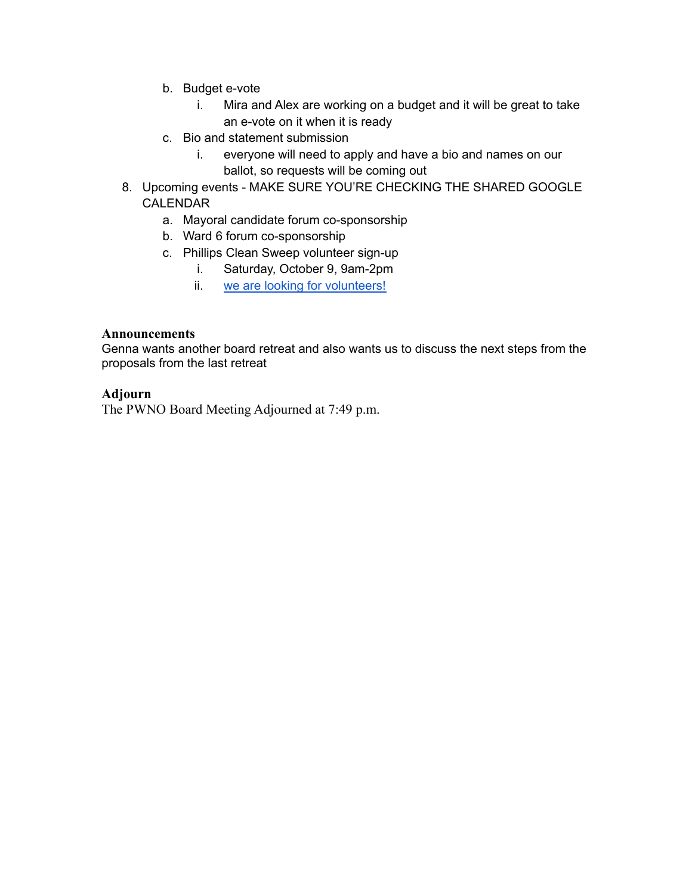b. Budget e-vote
      i. Mira and Alex are working on a budget and it will be great to take an e-vote on it when it is ready
   c. Bio and statement submission
      i. everyone will need to apply and have a bio and names on our ballot, so requests will be coming out

8. Upcoming events - MAKE SURE YOU'RE CHECKING THE SHARED GOOGLE CALENDAR
   a. Mayoral candidate forum co-sponsorship
   b. Ward 6 forum co-sponsorship
   c. Phillips Clean Sweep volunteer sign-up
      i. Saturday, October 9, 9am-2pm
      ii. we are looking for volunteers!

**Announcements**

Genna wants another board retreat and also wants us to discuss the next steps from the proposals from the last retreat

**Adjourn**

The PWNO Board Meeting Adjourned at 7:49 p.m.